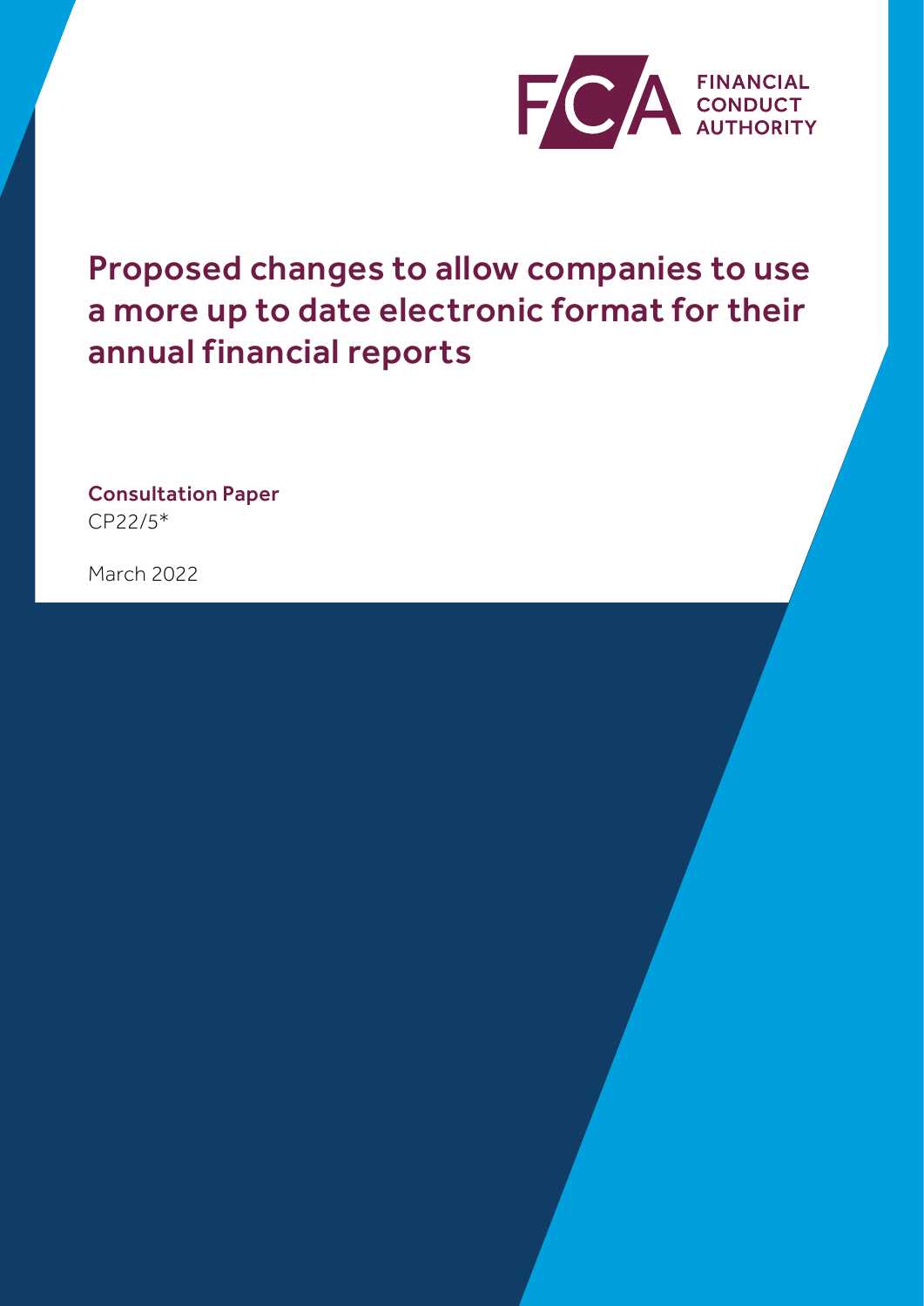FINANCIAL CONDUCT AUTHORITY

# Proposed changes to allow companies to use a more up to date electronic format for their annual financial reports

**Consultation Paper**
CP22/5*

March 2022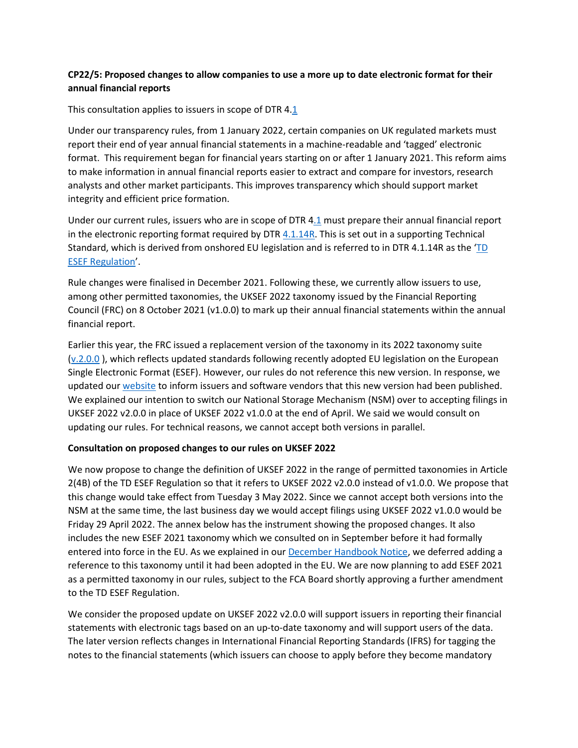**CP22/5: Proposed changes to allow companies to use a more up to date electronic format for their annual financial reports**

This consultation applies to issuers in scope of DTR 4.1

Under our transparency rules, from 1 January 2022, certain companies on UK regulated markets must report their end of year annual financial statements in a machine-readable and 'tagged' electronic format. This requirement began for financial years starting on or after 1 January 2021. This reform aims to make information in annual financial reports easier to extract and compare for investors, research analysts and other market participants. This improves transparency which should support market integrity and efficient price formation.

Under our current rules, issuers who are in scope of DTR 4.1 must prepare their annual financial report in the electronic reporting format required by DTR 4.1.14R. This is set out in a supporting Technical Standard, which is derived from onshored EU legislation and is referred to in DTR 4.1.14R as the 'TD ESEF Regulation'.

Rule changes were finalised in December 2021. Following these, we currently allow issuers to use, among other permitted taxonomies, the UKSEF 2022 taxonomy issued by the Financial Reporting Council (FRC) on 8 October 2021 (v1.0.0) to mark up their annual financial statements within the annual financial report.

Earlier this year, the FRC issued a replacement version of the taxonomy in its 2022 taxonomy suite (v.2.0.0 ), which reflects updated standards following recently adopted EU legislation on the European Single Electronic Format (ESEF). However, our rules do not reference this new version. In response, we updated our website to inform issuers and software vendors that this new version had been published. We explained our intention to switch our National Storage Mechanism (NSM) over to accepting filings in UKSEF 2022 v2.0.0 in place of UKSEF 2022 v1.0.0 at the end of April. We said we would consult on updating our rules. For technical reasons, we cannot accept both versions in parallel.

**Consultation on proposed changes to our rules on UKSEF 2022**

We now propose to change the definition of UKSEF 2022 in the range of permitted taxonomies in Article 2(4B) of the TD ESEF Regulation so that it refers to UKSEF 2022 v2.0.0 instead of v1.0.0. We propose that this change would take effect from Tuesday 3 May 2022. Since we cannot accept both versions into the NSM at the same time, the last business day we would accept filings using UKSEF 2022 v1.0.0 would be Friday 29 April 2022. The annex below has the instrument showing the proposed changes. It also includes the new ESEF 2021 taxonomy which we consulted on in September before it had formally entered into force in the EU. As we explained in our December Handbook Notice, we deferred adding a reference to this taxonomy until it had been adopted in the EU. We are now planning to add ESEF 2021 as a permitted taxonomy in our rules, subject to the FCA Board shortly approving a further amendment to the TD ESEF Regulation.

We consider the proposed update on UKSEF 2022 v2.0.0 will support issuers in reporting their financial statements with electronic tags based on an up-to-date taxonomy and will support users of the data. The later version reflects changes in International Financial Reporting Standards (IFRS) for tagging the notes to the financial statements (which issuers can choose to apply before they become mandatory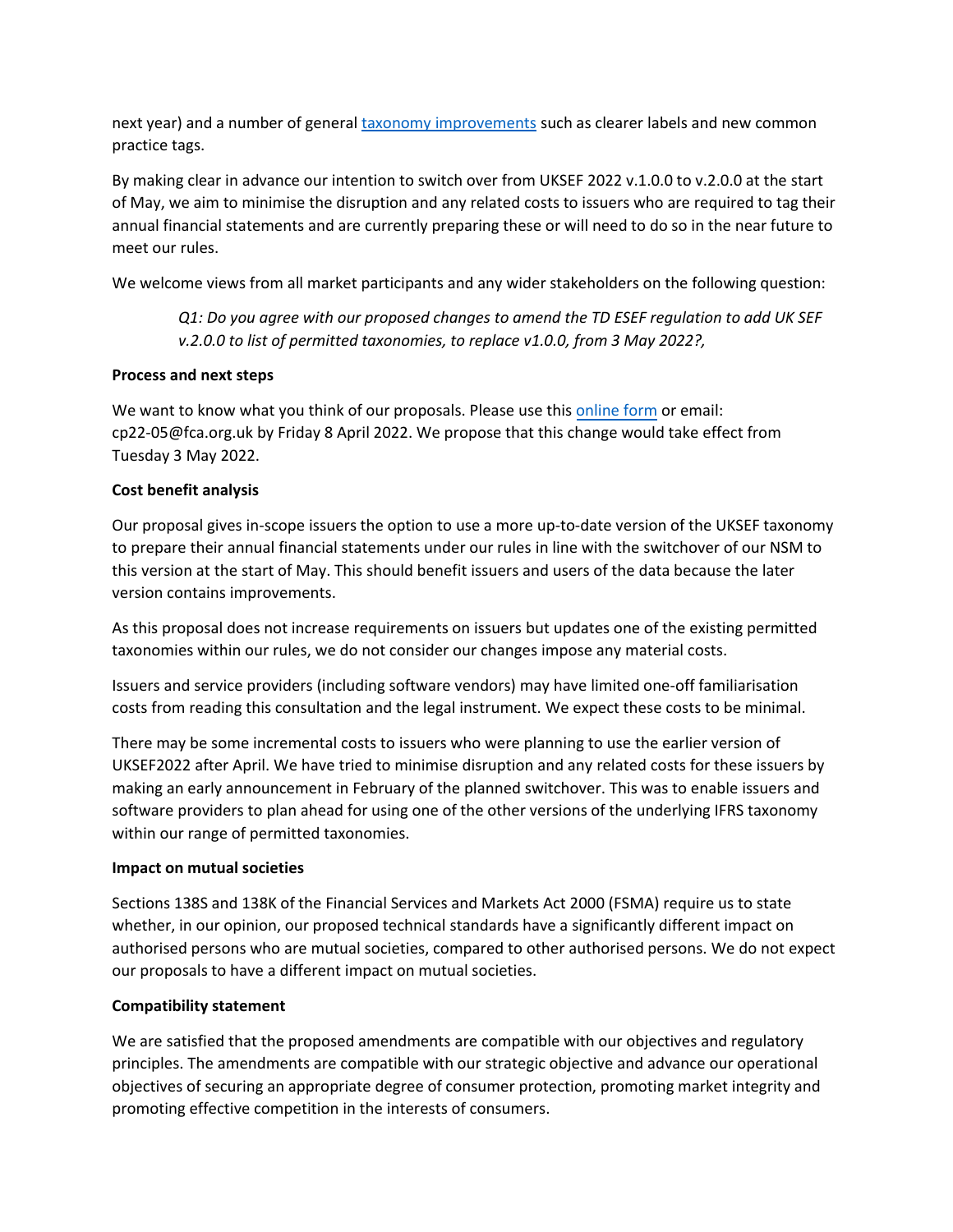next year) and a number of general [taxonomy improvements](#) such as clearer labels and new common practice tags.

By making clear in advance our intention to switch over from UKSEF 2022 v.1.0.0 to v.2.0.0 at the start of May, we aim to minimise the disruption and any related costs to issuers who are required to tag their annual financial statements and are currently preparing these or will need to do so in the near future to meet our rules.

We welcome views from all market participants and any wider stakeholders on the following question:

> *Q1: Do you agree with our proposed changes to amend the TD ESEF regulation to add UK SEF v.2.0.0 to list of permitted taxonomies, to replace v1.0.0, from 3 May 2022?,*

**Process and next steps**

We want to know what you think of our proposals. Please use this [online form](#) or email: cp22-05@fca.org.uk by Friday 8 April 2022. We propose that this change would take effect from Tuesday 3 May 2022.

**Cost benefit analysis**

Our proposal gives in-scope issuers the option to use a more up-to-date version of the UKSEF taxonomy to prepare their annual financial statements under our rules in line with the switchover of our NSM to this version at the start of May. This should benefit issuers and users of the data because the later version contains improvements.

As this proposal does not increase requirements on issuers but updates one of the existing permitted taxonomies within our rules, we do not consider our changes impose any material costs.

Issuers and service providers (including software vendors) may have limited one-off familiarisation costs from reading this consultation and the legal instrument. We expect these costs to be minimal.

There may be some incremental costs to issuers who were planning to use the earlier version of UKSEF2022 after April. We have tried to minimise disruption and any related costs for these issuers by making an early announcement in February of the planned switchover. This was to enable issuers and software providers to plan ahead for using one of the other versions of the underlying IFRS taxonomy within our range of permitted taxonomies.

**Impact on mutual societies**

Sections 138S and 138K of the Financial Services and Markets Act 2000 (FSMA) require us to state whether, in our opinion, our proposed technical standards have a significantly different impact on authorised persons who are mutual societies, compared to other authorised persons. We do not expect our proposals to have a different impact on mutual societies.

**Compatibility statement**

We are satisfied that the proposed amendments are compatible with our objectives and regulatory principles. The amendments are compatible with our strategic objective and advance our operational objectives of securing an appropriate degree of consumer protection, promoting market integrity and promoting effective competition in the interests of consumers.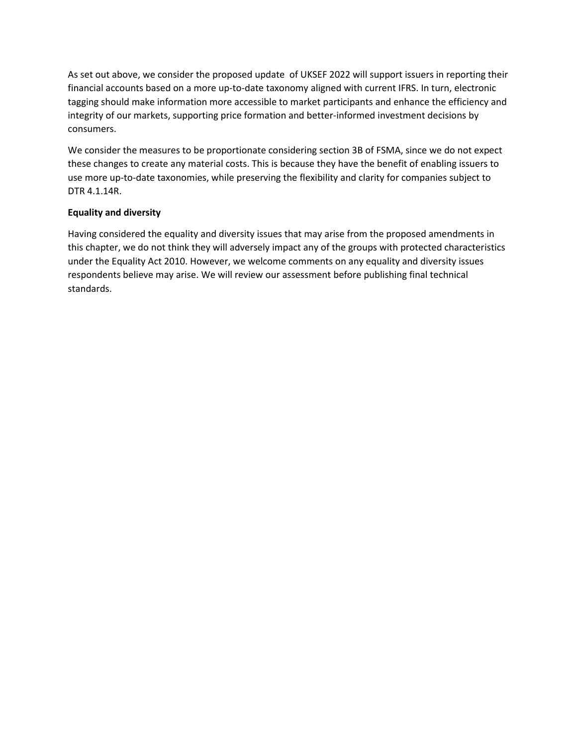As set out above, we consider the proposed update of UKSEF 2022 will support issuers in reporting their financial accounts based on a more up-to-date taxonomy aligned with current IFRS. In turn, electronic tagging should make information more accessible to market participants and enhance the efficiency and integrity of our markets, supporting price formation and better-informed investment decisions by consumers.

We consider the measures to be proportionate considering section 3B of FSMA, since we do not expect these changes to create any material costs. This is because they have the benefit of enabling issuers to use more up-to-date taxonomies, while preserving the flexibility and clarity for companies subject to DTR 4.1.14R.

**Equality and diversity**

Having considered the equality and diversity issues that may arise from the proposed amendments in this chapter, we do not think they will adversely impact any of the groups with protected characteristics under the Equality Act 2010. However, we welcome comments on any equality and diversity issues respondents believe may arise. We will review our assessment before publishing final technical standards.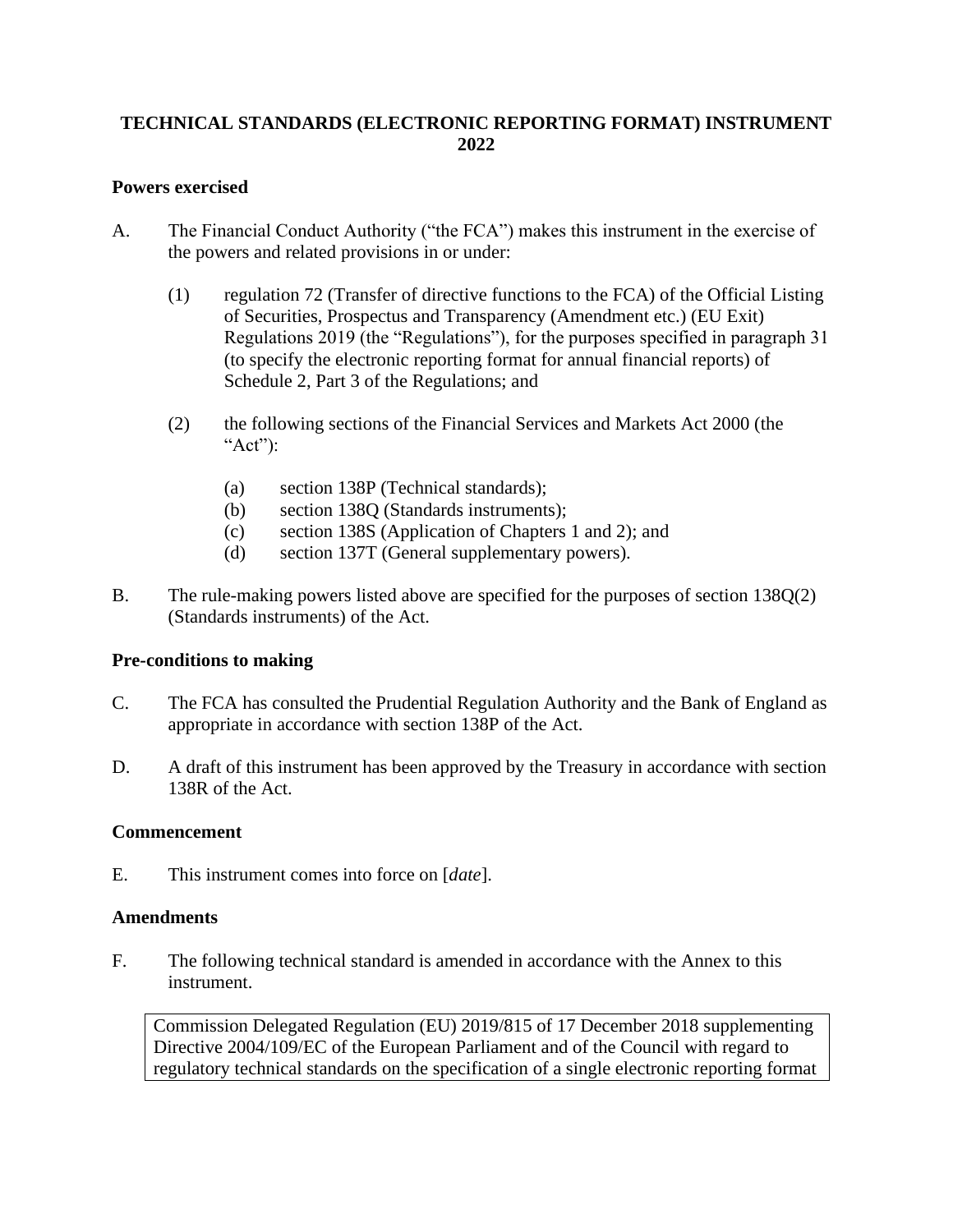# TECHNICAL STANDARDS (ELECTRONIC REPORTING FORMAT) INSTRUMENT 2022

## Powers exercised

A. The Financial Conduct Authority ("the FCA") makes this instrument in the exercise of the powers and related provisions in or under:

   (1) regulation 72 (Transfer of directive functions to the FCA) of the Official Listing of Securities, Prospectus and Transparency (Amendment etc.) (EU Exit) Regulations 2019 (the "Regulations"), for the purposes specified in paragraph 31 (to specify the electronic reporting format for annual financial reports) of Schedule 2, Part 3 of the Regulations; and

   (2) the following sections of the Financial Services and Markets Act 2000 (the "Act"):

      (a) section 138P (Technical standards);
      (b) section 138Q (Standards instruments);
      (c) section 138S (Application of Chapters 1 and 2); and
      (d) section 137T (General supplementary powers).

B. The rule-making powers listed above are specified for the purposes of section 138Q(2) (Standards instruments) of the Act.

## Pre-conditions to making

C. The FCA has consulted the Prudential Regulation Authority and the Bank of England as appropriate in accordance with section 138P of the Act.

D. A draft of this instrument has been approved by the Treasury in accordance with section 138R of the Act.

## Commencement

E. This instrument comes into force on [*date*].

## Amendments

F. The following technical standard is amended in accordance with the Annex to this instrument.

| Commission Delegated Regulation (EU) 2019/815 of 17 December 2018 supplementing Directive 2004/109/EC of the European Parliament and of the Council with regard to regulatory technical standards on the specification of a single electronic reporting format |
|---|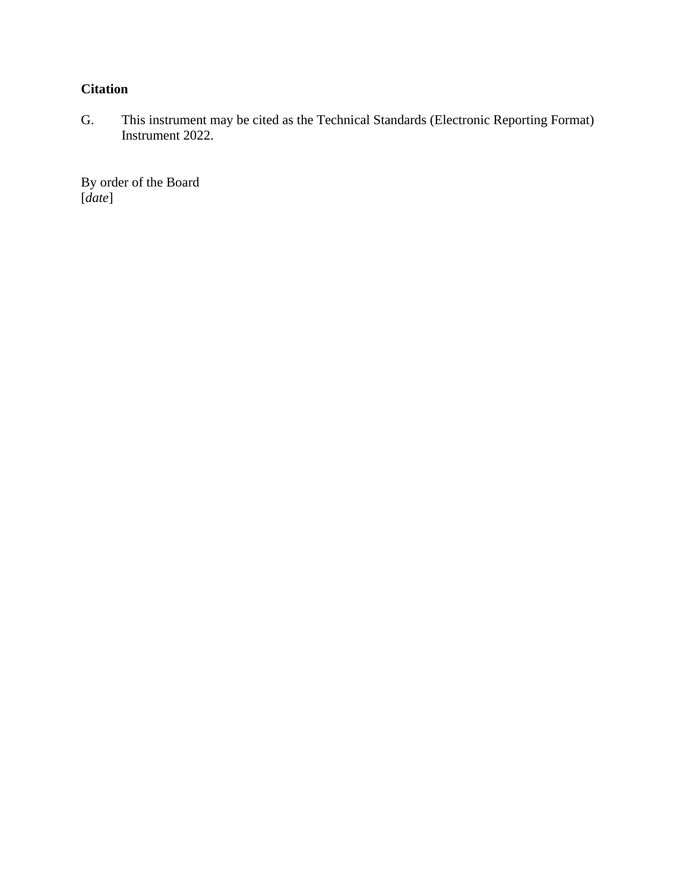**Citation**

G. This instrument may be cited as the Technical Standards (Electronic Reporting Format) Instrument 2022.

By order of the Board
[*date*]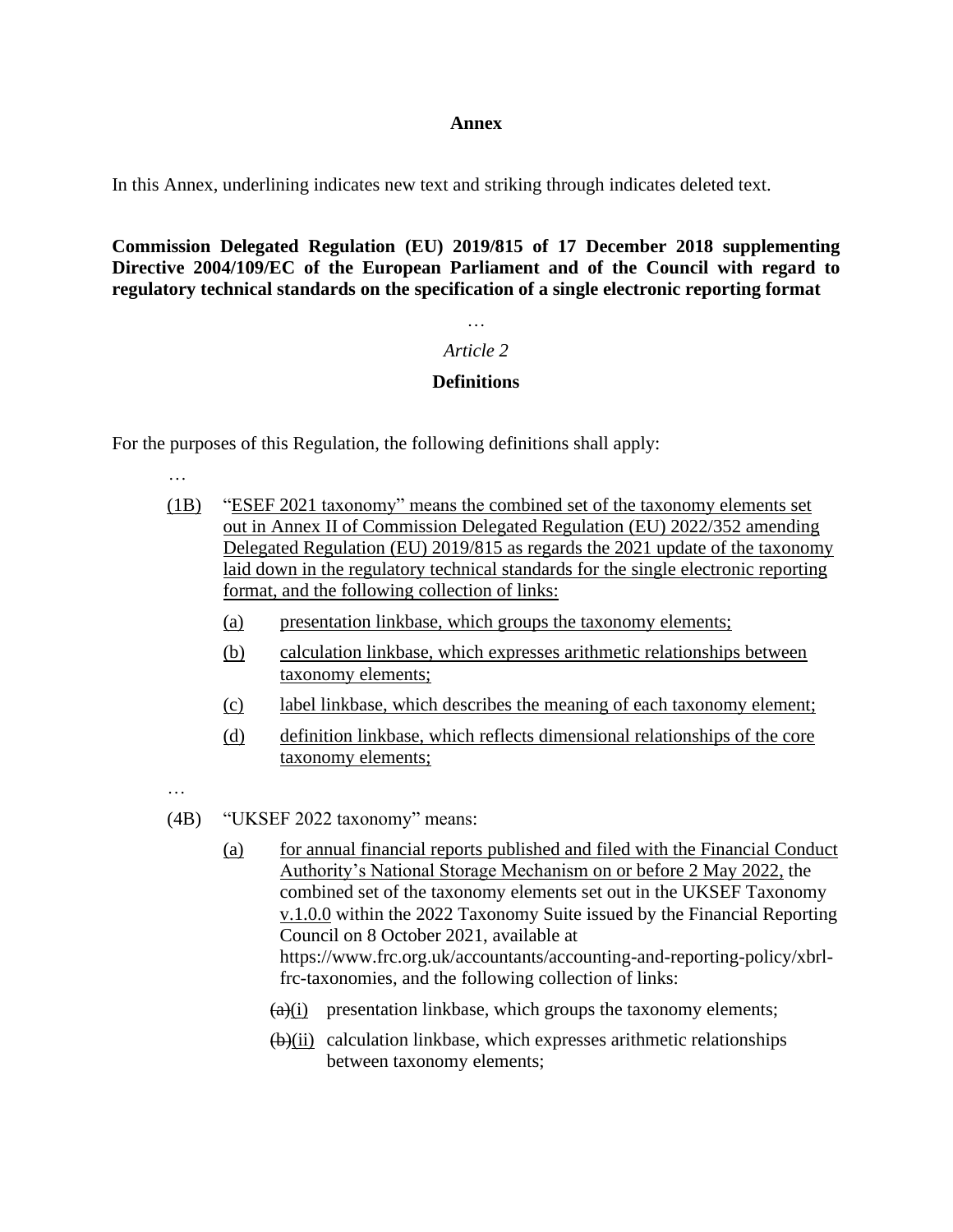**Annex**

In this Annex, underlining indicates new text and striking through indicates deleted text.

**Commission Delegated Regulation (EU) 2019/815 of 17 December 2018 supplementing Directive 2004/109/EC of the European Parliament and of the Council with regard to regulatory technical standards on the specification of a single electronic reporting format**

…

*Article 2*

**Definitions**

For the purposes of this Regulation, the following definitions shall apply:

…

<u>(1B)</u> <u>"ESEF 2021 taxonomy" means the combined set of the taxonomy elements set out in Annex II of Commission Delegated Regulation (EU) 2022/352 amending Delegated Regulation (EU) 2019/815 as regards the 2021 update of the taxonomy laid down in the regulatory technical standards for the single electronic reporting format, and the following collection of links:</u>

- <u>(a)</u> <u>presentation linkbase, which groups the taxonomy elements;</u>
- <u>(b)</u> <u>calculation linkbase, which expresses arithmetic relationships between taxonomy elements;</u>
- <u>(c)</u> <u>label linkbase, which describes the meaning of each taxonomy element;</u>
- <u>(d)</u> <u>definition linkbase, which reflects dimensional relationships of the core taxonomy elements;</u>

…

(4B) "UKSEF 2022 taxonomy" means:

- <u>(a)</u> <u>for annual financial reports published and filed with the Financial Conduct Authority's National Storage Mechanism on or before 2 May 2022,</u> the combined set of the taxonomy elements set out in the UKSEF Taxonomy <u>v.1.0.0</u> within the 2022 Taxonomy Suite issued by the Financial Reporting Council on 8 October 2021, available at https://www.frc.org.uk/accountants/accounting-and-reporting-policy/xbrl-frc-taxonomies, and the following collection of links:
  - ~~(a)~~<u>(i)</u> presentation linkbase, which groups the taxonomy elements;
  - ~~(b)~~<u>(ii)</u> calculation linkbase, which expresses arithmetic relationships between taxonomy elements;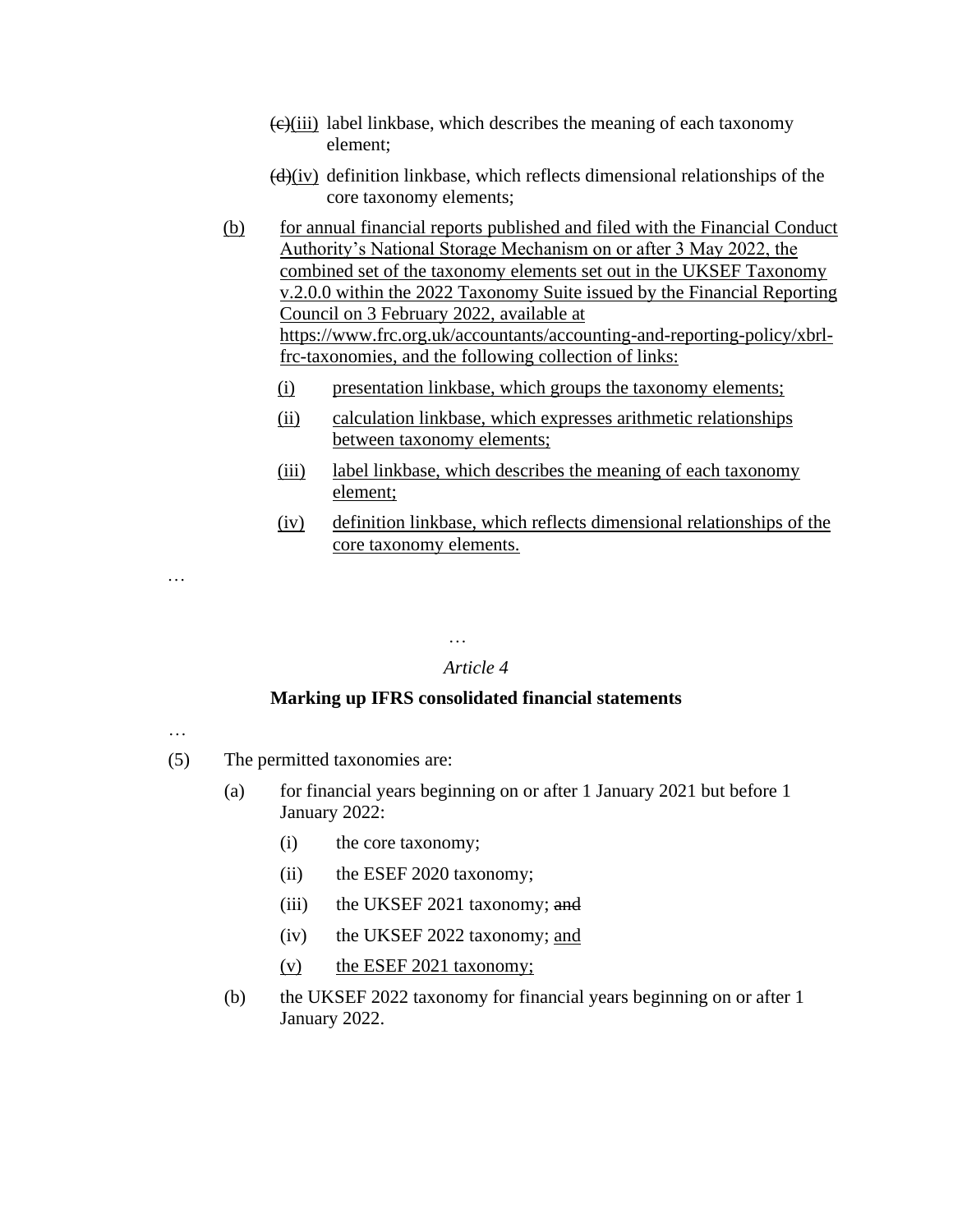~~(c)~~(iii) label linkbase, which describes the meaning of each taxonomy element;

~~(d)~~(iv) definition linkbase, which reflects dimensional relationships of the core taxonomy elements;

(b) for annual financial reports published and filed with the Financial Conduct Authority's National Storage Mechanism on or after 3 May 2022, the combined set of the taxonomy elements set out in the UKSEF Taxonomy v.2.0.0 within the 2022 Taxonomy Suite issued by the Financial Reporting Council on 3 February 2022, available at https://www.frc.org.uk/accountants/accounting-and-reporting-policy/xbrl-frc-taxonomies, and the following collection of links:

(i) presentation linkbase, which groups the taxonomy elements;

(ii) calculation linkbase, which expresses arithmetic relationships between taxonomy elements;

(iii) label linkbase, which describes the meaning of each taxonomy element;

(iv) definition linkbase, which reflects dimensional relationships of the core taxonomy elements.

…

…

*Article 4*

**Marking up IFRS consolidated financial statements**

…

(5) The permitted taxonomies are:

(a) for financial years beginning on or after 1 January 2021 but before 1 January 2022:

(i) the core taxonomy;

(ii) the ESEF 2020 taxonomy;

(iii) the UKSEF 2021 taxonomy; ~~and~~

(iv) the UKSEF 2022 taxonomy; and

(v) the ESEF 2021 taxonomy;

(b) the UKSEF 2022 taxonomy for financial years beginning on or after 1 January 2022.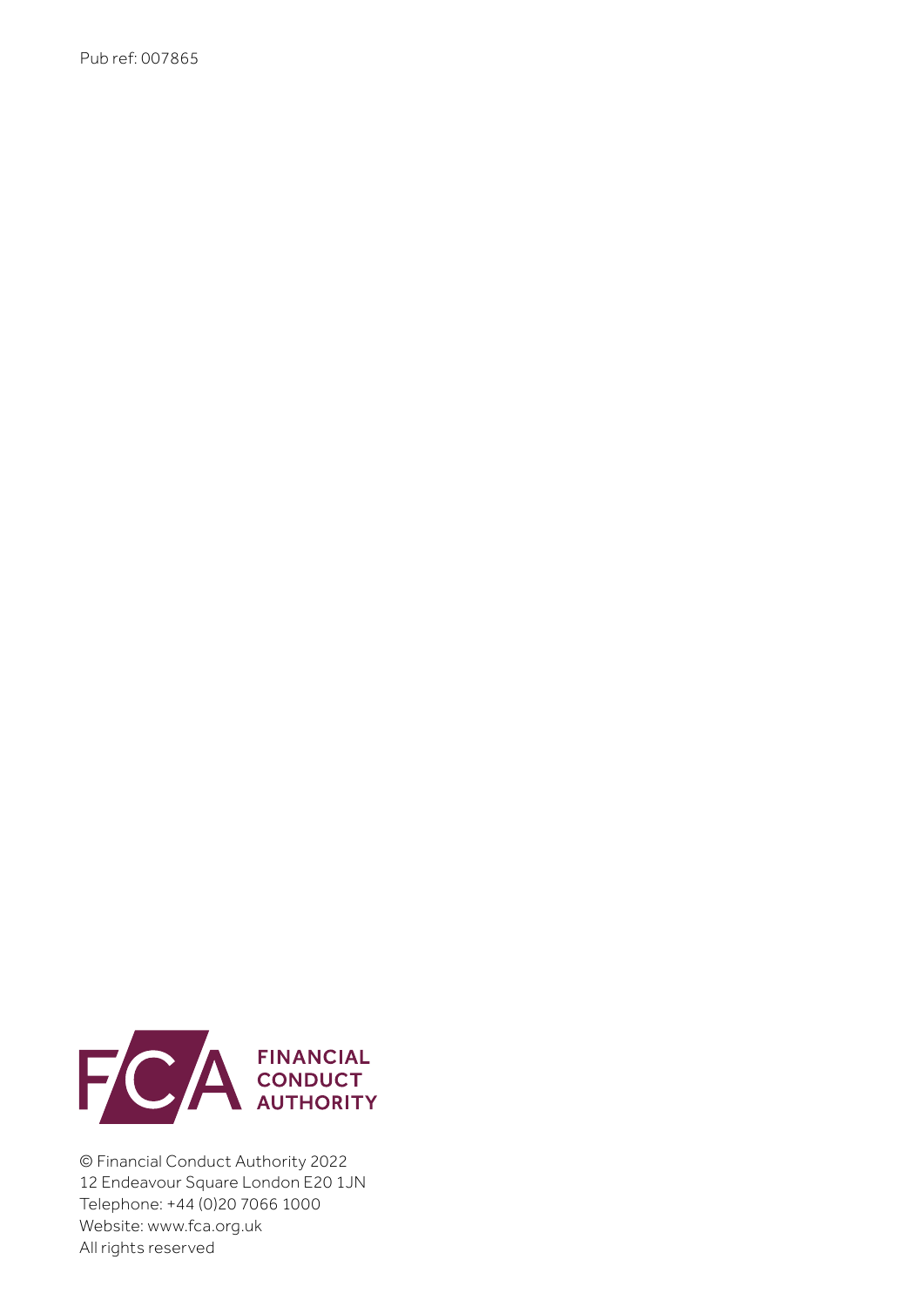Pub ref: 007865

FINANCIAL
CONDUCT
AUTHORITY

© Financial Conduct Authority 2022
12 Endeavour Square London E20 1JN
Telephone: +44 (0)20 7066 1000
Website: www.fca.org.uk
All rights reserved